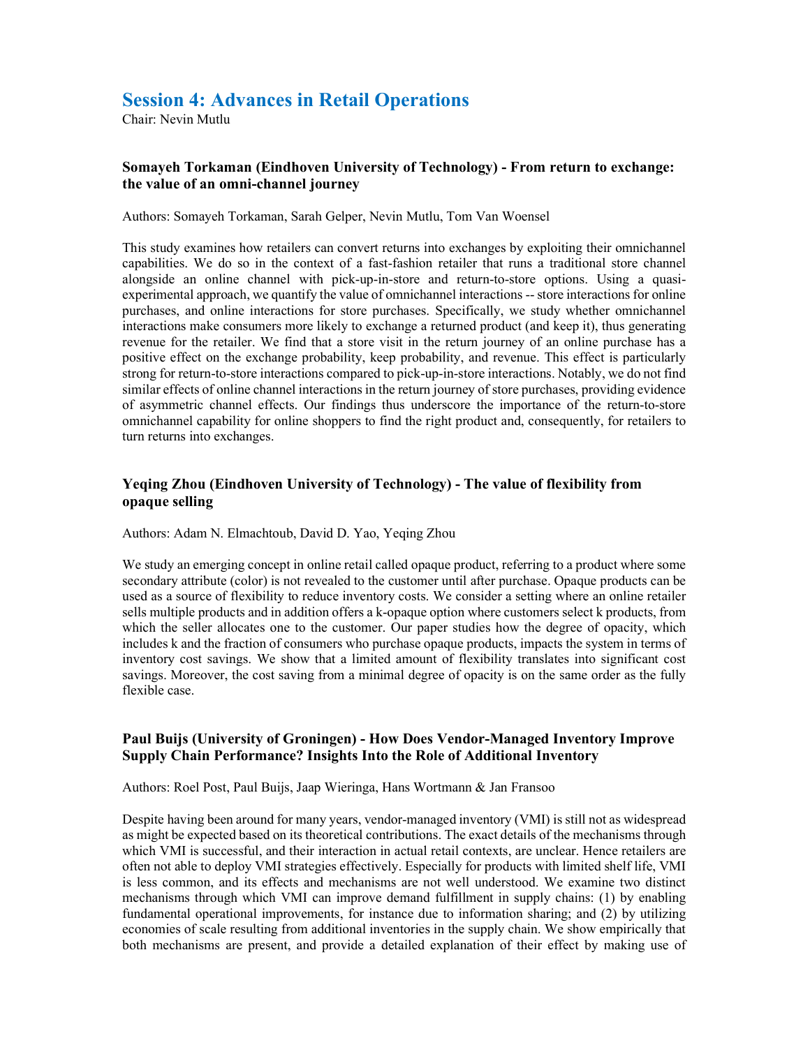# Session 4: Advances in Retail Operations

Chair: Nevin Mutlu

### Somayeh Torkaman (Eindhoven University of Technology) - From return to exchange: the value of an omni-channel journey

Authors: Somayeh Torkaman, Sarah Gelper, Nevin Mutlu, Tom Van Woensel

This study examines how retailers can convert returns into exchanges by exploiting their omnichannel capabilities. We do so in the context of a fast-fashion retailer that runs a traditional store channel alongside an online channel with pick-up-in-store and return-to-store options. Using a quasi-experimental approach, we quantify the value of omnichannel interactions -- store interactions for online purchases, and online interactions for store purchases. Specifically, we study whether omnichannel interactions make consumers more likely to exchange a returned product (and keep it), thus generating revenue for the retailer. We find that a store visit in the return journey of an online purchase has a positive effect on the exchange probability, keep probability, and revenue. This effect is particularly strong for return-to-store interactions compared to pick-up-in-store interactions. Notably, we do not find similar effects of online channel interactions in the return journey of store purchases, providing evidence of asymmetric channel effects. Our findings thus underscore the importance of the return-to-store omnichannel capability for online shoppers to find the right product and, consequently, for retailers to turn returns into exchanges.

### Yeqing Zhou (Eindhoven University of Technology) - The value of flexibility from opaque selling

Authors: Adam N. Elmachtoub, David D. Yao, Yeqing Zhou

We study an emerging concept in online retail called opaque product, referring to a product where some secondary attribute (color) is not revealed to the customer until after purchase. Opaque products can be used as a source of flexibility to reduce inventory costs. We consider a setting where an online retailer sells multiple products and in addition offers a k-opaque option where customers select k products, from which the seller allocates one to the customer. Our paper studies how the degree of opacity, which includes k and the fraction of consumers who purchase opaque products, impacts the system in terms of inventory cost savings. We show that a limited amount of flexibility translates into significant cost savings. Moreover, the cost saving from a minimal degree of opacity is on the same order as the fully flexible case.

### Paul Buijs (University of Groningen) - How Does Vendor-Managed Inventory Improve Supply Chain Performance? Insights Into the Role of Additional Inventory

Authors: Roel Post, Paul Buijs, Jaap Wieringa, Hans Wortmann & Jan Fransoo

Despite having been around for many years, vendor-managed inventory (VMI) is still not as widespread as might be expected based on its theoretical contributions. The exact details of the mechanisms through which VMI is successful, and their interaction in actual retail contexts, are unclear. Hence retailers are often not able to deploy VMI strategies effectively. Especially for products with limited shelf life, VMI is less common, and its effects and mechanisms are not well understood. We examine two distinct mechanisms through which VMI can improve demand fulfillment in supply chains: (1) by enabling fundamental operational improvements, for instance due to information sharing; and (2) by utilizing economies of scale resulting from additional inventories in the supply chain. We show empirically that both mechanisms are present, and provide a detailed explanation of their effect by making use of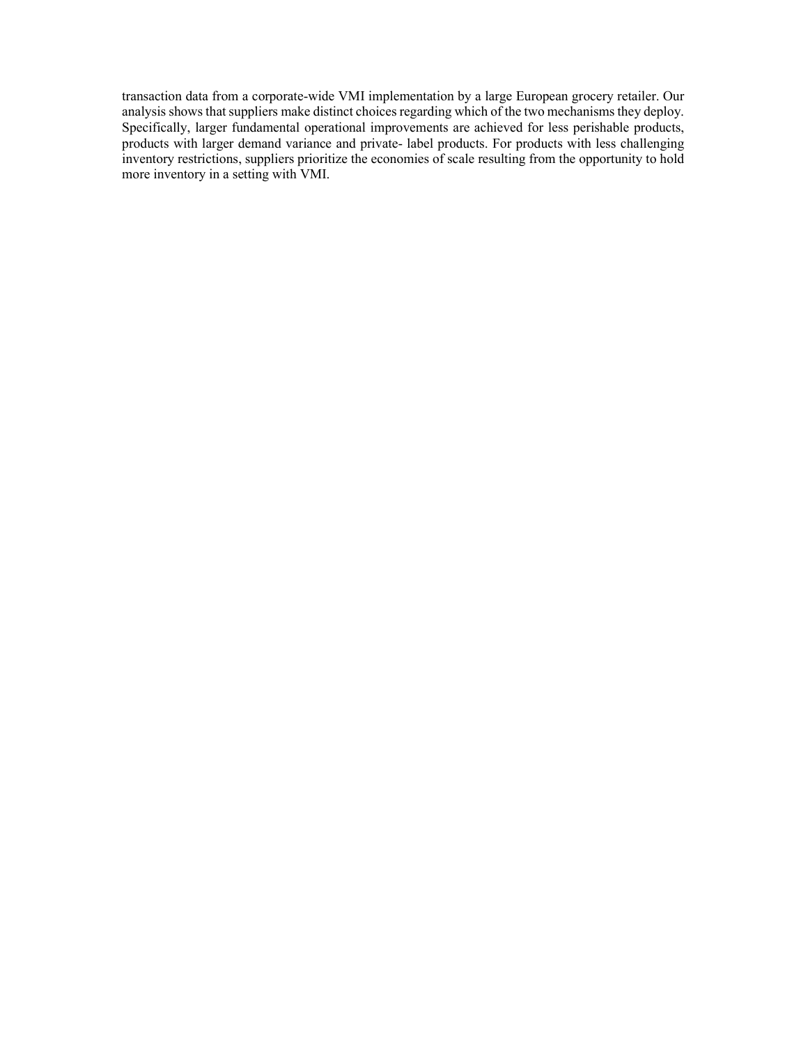transaction data from a corporate-wide VMI implementation by a large European grocery retailer. Our analysis shows that suppliers make distinct choices regarding which of the two mechanisms they deploy. Specifically, larger fundamental operational improvements are achieved for less perishable products, products with larger demand variance and private- label products. For products with less challenging inventory restrictions, suppliers prioritize the economies of scale resulting from the opportunity to hold more inventory in a setting with VMI.